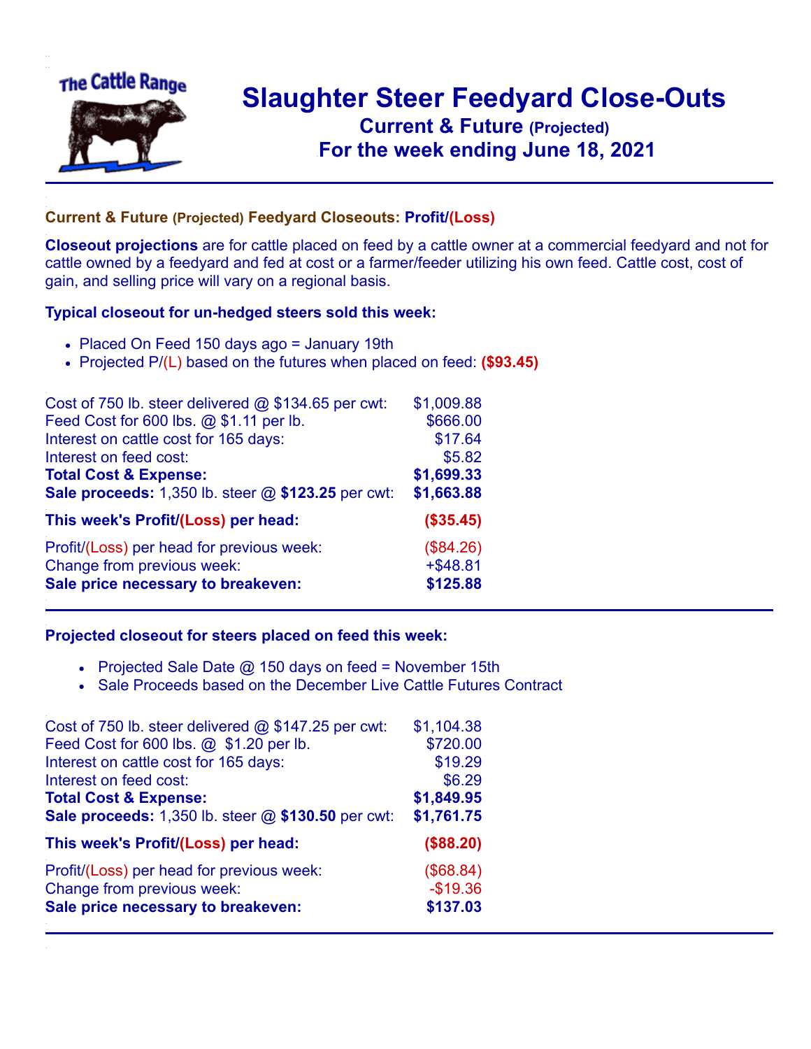# Slaughter Steer Feedyard Close-Outs

## Current & Future (Projected)

## For the week ending June 18, 2021

### Current & Future (Projected) Feedyard Closeouts: Profit/(Loss)

**Closeout projections** are for cattle placed on feed by a cattle owner at a commercial feedyard and not for cattle owned by a feedyard and fed at cost or a farmer/feeder utilizing his own feed. Cattle cost, cost of gain, and selling price will vary on a regional basis.

### Typical closeout for un-hedged steers sold this week:

- Placed On Feed 150 days ago = January 19th
- Projected P/(L) based on the futures when placed on feed: **($93.45)**

| | |
|---|---|
| Cost of 750 lb. steer delivered @ $134.65 per cwt: | $1,009.88 |
| Feed Cost for 600 lbs. @ $1.11 per lb. | $666.00 |
| Interest on cattle cost for 165 days: | $17.64 |
| Interest on feed cost: | $5.82 |
| **Total Cost & Expense:** | **$1,699.33** |
| **Sale proceeds:** 1,350 lb. steer @ **$123.25** per cwt: | **$1,663.88** |
| **This week's Profit/(Loss) per head:** | **($35.45)** |
| Profit/(Loss) per head for previous week: | ($84.26) |
| Change from previous week: | +$48.81 |
| **Sale price necessary to breakeven:** | **$125.88** |

### Projected closeout for steers placed on feed this week:

- Projected Sale Date @ 150 days on feed = November 15th
- Sale Proceeds based on the December Live Cattle Futures Contract

| | |
|---|---|
| Cost of 750 lb. steer delivered @ $147.25 per cwt: | $1,104.38 |
| Feed Cost for 600 lbs. @ $1.20 per lb. | $720.00 |
| Interest on cattle cost for 165 days: | $19.29 |
| Interest on feed cost: | $6.29 |
| **Total Cost & Expense:** | **$1,849.95** |
| **Sale proceeds:** 1,350 lb. steer @ **$130.50** per cwt: | **$1,761.75** |
| **This week's Profit/(Loss) per head:** | **($88.20)** |
| Profit/(Loss) per head for previous week: | ($68.84) |
| Change from previous week: | -$19.36 |
| **Sale price necessary to breakeven:** | **$137.03** |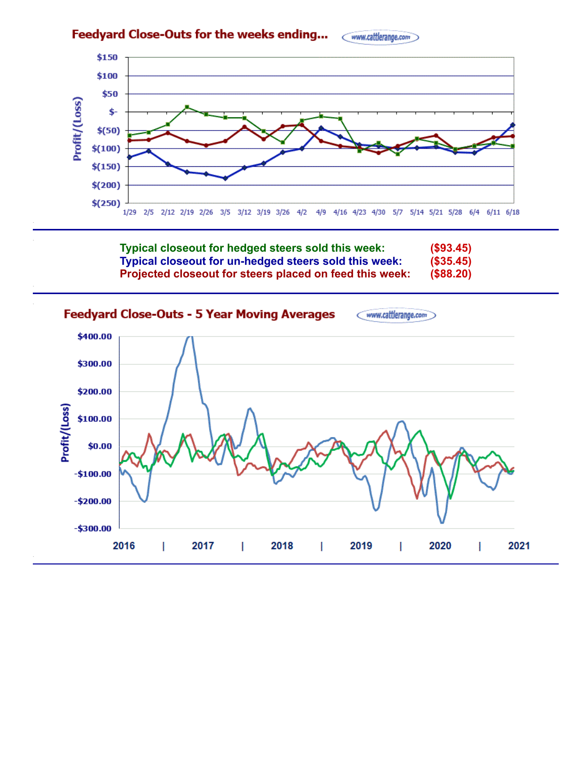## Feedyard Close-Outs for the weeks ending...

www.cattlerange.com

$150
$100
$50
$-
$(50)
$(100)
$(150)
$(200)
$(250)

Profit/(Loss)

1/29 2/5 2/12 2/19 2/26 3/5 3/12 3/19 3/26 4/2 4/9 4/16 4/23 4/30 5/7 5/14 5/21 5/28 6/4 6/11 6/18

---

**Typical closeout for hedged steers sold this week:** **($93.45)**
**Typical closeout for un-hedged steers sold this week:** **($35.45)**
**Projected closeout for steers placed on feed this week:** **($88.20)**

---

## Feedyard Close-Outs - 5 Year Moving Averages

www.cattlerange.com

$400.00
$300.00
$200.00
$100.00
$0.00
-$100.00
-$200.00
-$300.00

Profit/(Loss)

2016 | 2017 | 2018 | 2019 | 2020 | 2021